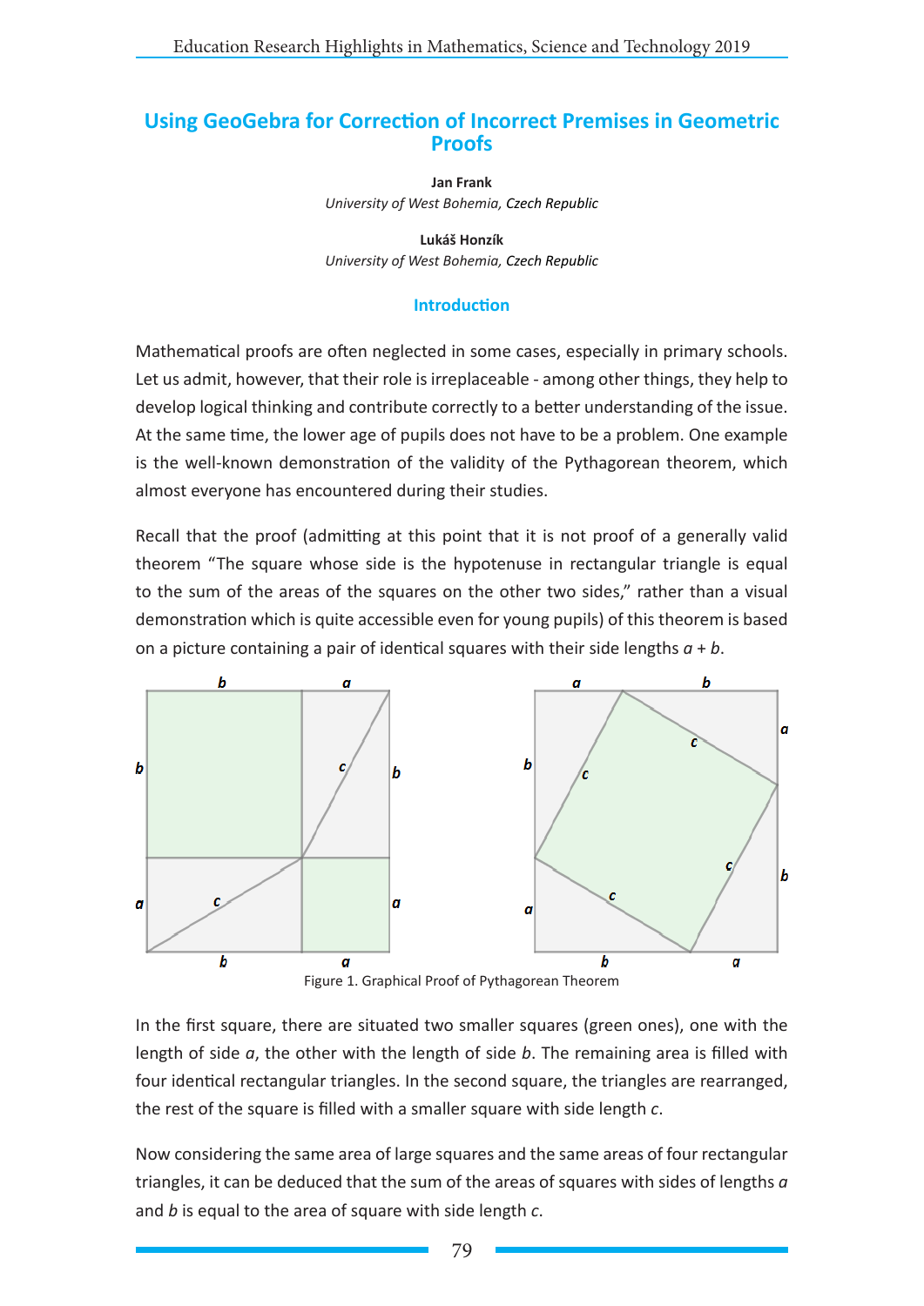# Using GeoGebra for Correction of Incorrect Premises in Geometric Proofs

**Jan Frank**
*University of West Bohemia, Czech Republic*

**Lukáš Honzík**
*University of West Bohemia, Czech Republic*

## Introduction

Mathematical proofs are often neglected in some cases, especially in primary schools. Let us admit, however, that their role is irreplaceable - among other things, they help to develop logical thinking and contribute correctly to a better understanding of the issue. At the same time, the lower age of pupils does not have to be a problem. One example is the well-known demonstration of the validity of the Pythagorean theorem, which almost everyone has encountered during their studies.

Recall that the proof (admitting at this point that it is not proof of a generally valid theorem "The square whose side is the hypotenuse in rectangular triangle is equal to the sum of the areas of the squares on the other two sides," rather than a visual demonstration which is quite accessible even for young pupils) of this theorem is based on a picture containing a pair of identical squares with their side lengths $a + b$.

Figure 1. Graphical Proof of Pythagorean Theorem

In the first square, there are situated two smaller squares (green ones), one with the length of side $a$, the other with the length of side $b$. The remaining area is filled with four identical rectangular triangles. In the second square, the triangles are rearranged, the rest of the square is filled with a smaller square with side length $c$.

Now considering the same area of large squares and the same areas of four rectangular triangles, it can be deduced that the sum of the areas of squares with sides of lengths $a$ and $b$ is equal to the area of square with side length $c$.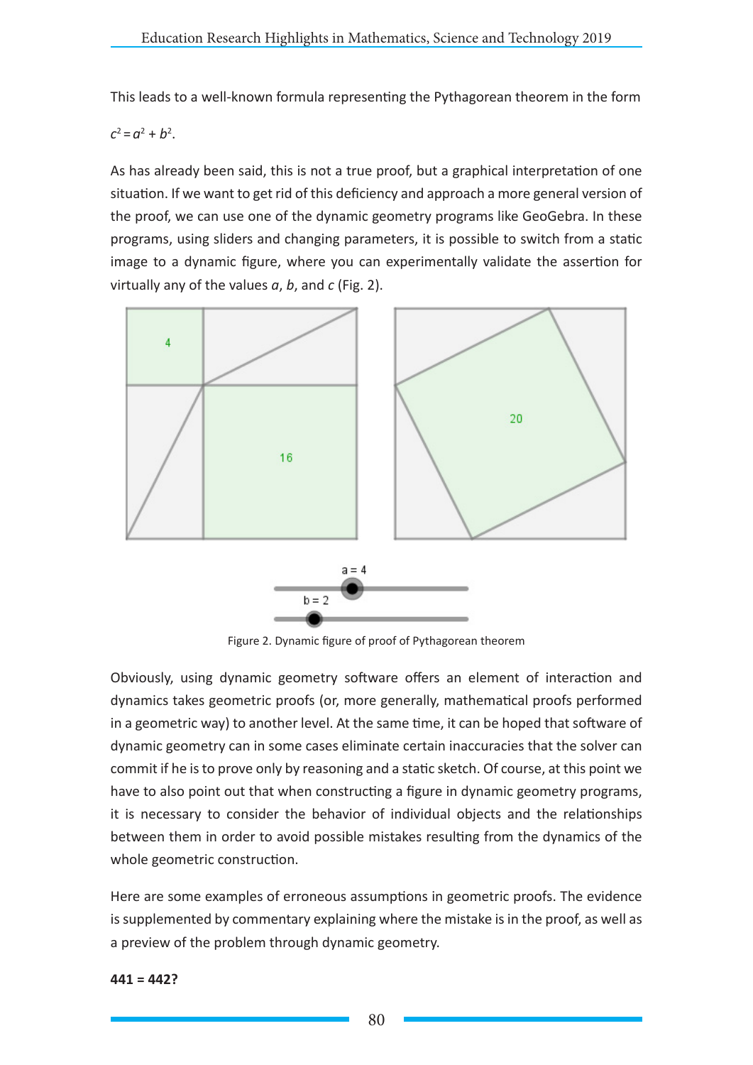This leads to a well-known formula representing the Pythagorean theorem in the form

$c^2 = a^2 + b^2$.

As has already been said, this is not a true proof, but a graphical interpretation of one situation. If we want to get rid of this deficiency and approach a more general version of the proof, we can use one of the dynamic geometry programs like GeoGebra. In these programs, using sliders and changing parameters, it is possible to switch from a static image to a dynamic figure, where you can experimentally validate the assertion for virtually any of the values $a$, $b$, and $c$ (Fig. 2).

Figure 2. Dynamic figure of proof of Pythagorean theorem

Obviously, using dynamic geometry software offers an element of interaction and dynamics takes geometric proofs (or, more generally, mathematical proofs performed in a geometric way) to another level. At the same time, it can be hoped that software of dynamic geometry can in some cases eliminate certain inaccuracies that the solver can commit if he is to prove only by reasoning and a static sketch. Of course, at this point we have to also point out that when constructing a figure in dynamic geometry programs, it is necessary to consider the behavior of individual objects and the relationships between them in order to avoid possible mistakes resulting from the dynamics of the whole geometric construction.

Here are some examples of erroneous assumptions in geometric proofs. The evidence is supplemented by commentary explaining where the mistake is in the proof, as well as a preview of the problem through dynamic geometry.

**441 = 442?**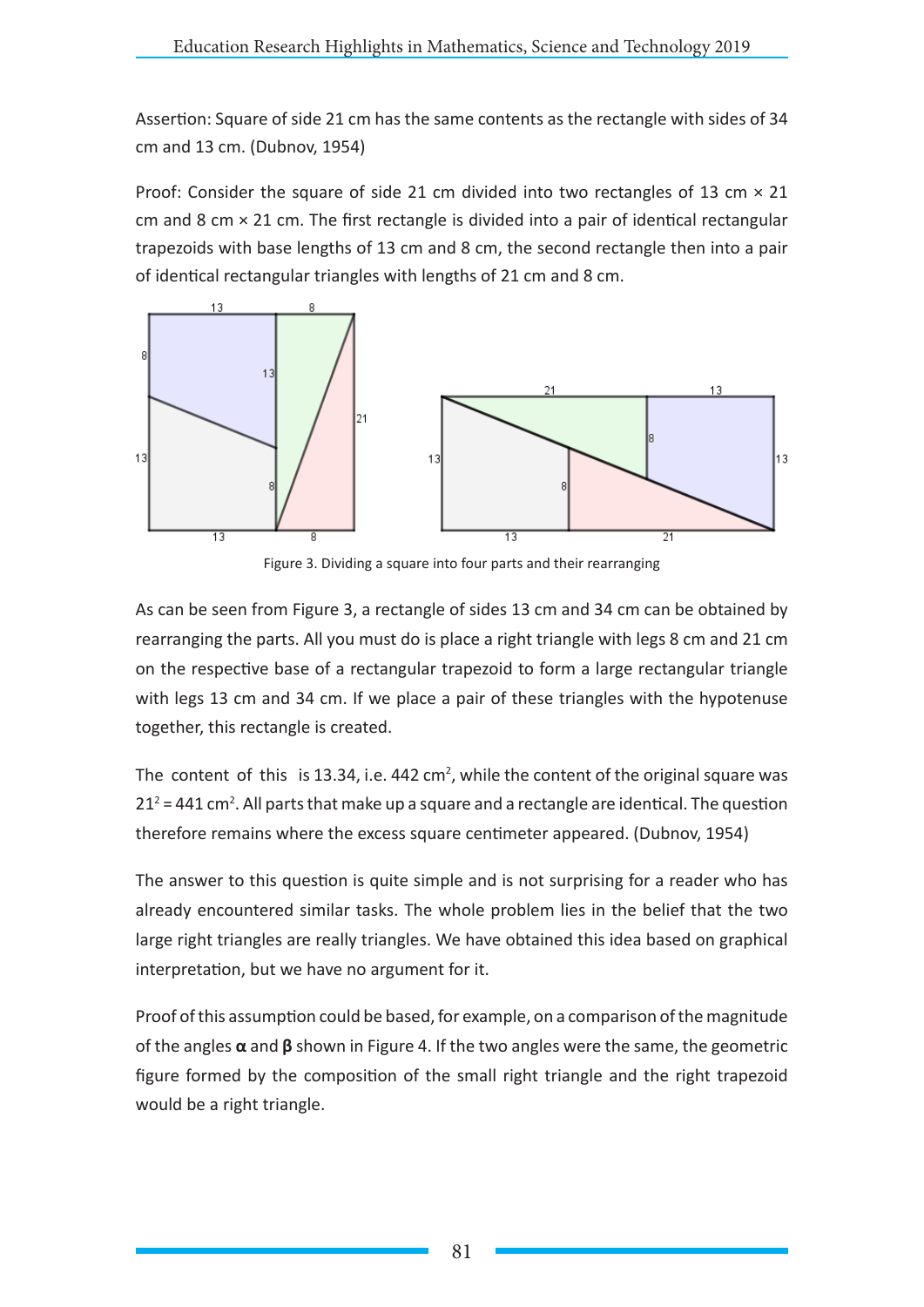Assertion: Square of side 21 cm has the same contents as the rectangle with sides of 34 cm and 13 cm. (Dubnov, 1954)

Proof: Consider the square of side 21 cm divided into two rectangles of 13 cm × 21 cm and 8 cm × 21 cm. The first rectangle is divided into a pair of identical rectangular trapezoids with base lengths of 13 cm and 8 cm, the second rectangle then into a pair of identical rectangular triangles with lengths of 21 cm and 8 cm.

Figure 3. Dividing a square into four parts and their rearranging

As can be seen from Figure 3, a rectangle of sides 13 cm and 34 cm can be obtained by rearranging the parts. All you must do is place a right triangle with legs 8 cm and 21 cm on the respective base of a rectangular trapezoid to form a large rectangular triangle with legs 13 cm and 34 cm. If we place a pair of these triangles with the hypotenuse together, this rectangle is created.

The content of this is 13.34, i.e. 442 cm$^2$, while the content of the original square was $21^2 = 441$ cm$^2$. All parts that make up a square and a rectangle are identical. The question therefore remains where the excess square centimeter appeared. (Dubnov, 1954)

The answer to this question is quite simple and is not surprising for a reader who has already encountered similar tasks. The whole problem lies in the belief that the two large right triangles are really triangles. We have obtained this idea based on graphical interpretation, but we have no argument for it.

Proof of this assumption could be based, for example, on a comparison of the magnitude of the angles **α** and **β** shown in Figure 4. If the two angles were the same, the geometric figure formed by the composition of the small right triangle and the right trapezoid would be a right triangle.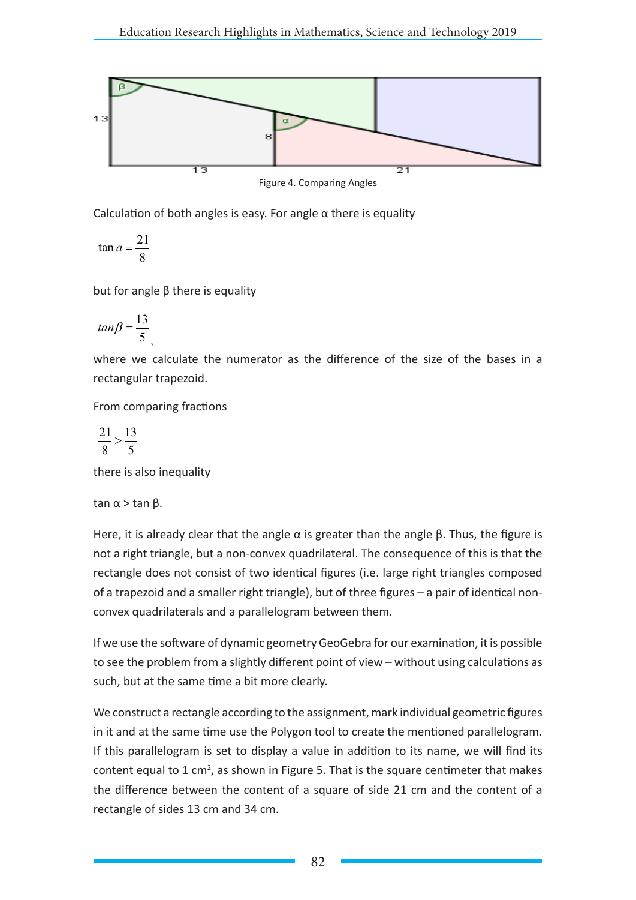Figure 4. Comparing Angles

Calculation of both angles is easy. For angle α there is equality

$$\tan a = \frac{21}{8}$$

but for angle β there is equality

$$tan\beta = \frac{13}{5},$$

where we calculate the numerator as the difference of the size of the bases in a rectangular trapezoid.

From comparing fractions

$$\frac{21}{8} > \frac{13}{5}$$

there is also inequality

tan α > tan β.

Here, it is already clear that the angle α is greater than the angle β. Thus, the figure is not a right triangle, but a non-convex quadrilateral. The consequence of this is that the rectangle does not consist of two identical figures (i.e. large right triangles composed of a trapezoid and a smaller right triangle), but of three figures – a pair of identical non-convex quadrilaterals and a parallelogram between them.

If we use the software of dynamic geometry GeoGebra for our examination, it is possible to see the problem from a slightly different point of view – without using calculations as such, but at the same time a bit more clearly.

We construct a rectangle according to the assignment, mark individual geometric figures in it and at the same time use the Polygon tool to create the mentioned parallelogram. If this parallelogram is set to display a value in addition to its name, we will find its content equal to 1 cm$^2$, as shown in Figure 5. That is the square centimeter that makes the difference between the content of a square of side 21 cm and the content of a rectangle of sides 13 cm and 34 cm.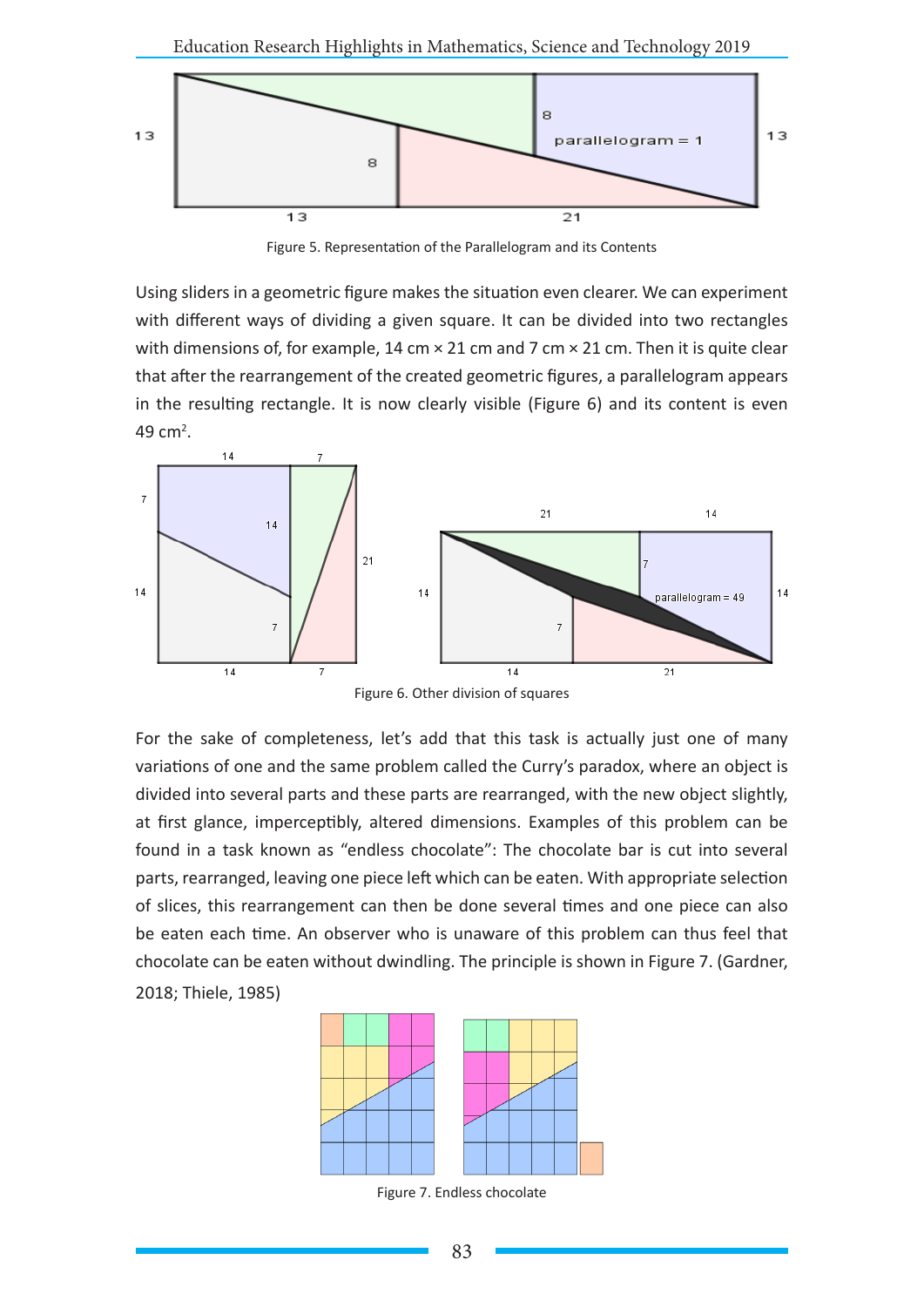Figure 5. Representation of the Parallelogram and its Contents

Using sliders in a geometric figure makes the situation even clearer. We can experiment with different ways of dividing a given square. It can be divided into two rectangles with dimensions of, for example, 14 cm × 21 cm and 7 cm × 21 cm. Then it is quite clear that after the rearrangement of the created geometric figures, a parallelogram appears in the resulting rectangle. It is now clearly visible (Figure 6) and its content is even 49 cm$^2$.

Figure 6. Other division of squares

For the sake of completeness, let's add that this task is actually just one of many variations of one and the same problem called the Curry's paradox, where an object is divided into several parts and these parts are rearranged, with the new object slightly, at first glance, imperceptibly, altered dimensions. Examples of this problem can be found in a task known as "endless chocolate": The chocolate bar is cut into several parts, rearranged, leaving one piece left which can be eaten. With appropriate selection of slices, this rearrangement can then be done several times and one piece can also be eaten each time. An observer who is unaware of this problem can thus feel that chocolate can be eaten without dwindling. The principle is shown in Figure 7. (Gardner, 2018; Thiele, 1985)

Figure 7. Endless chocolate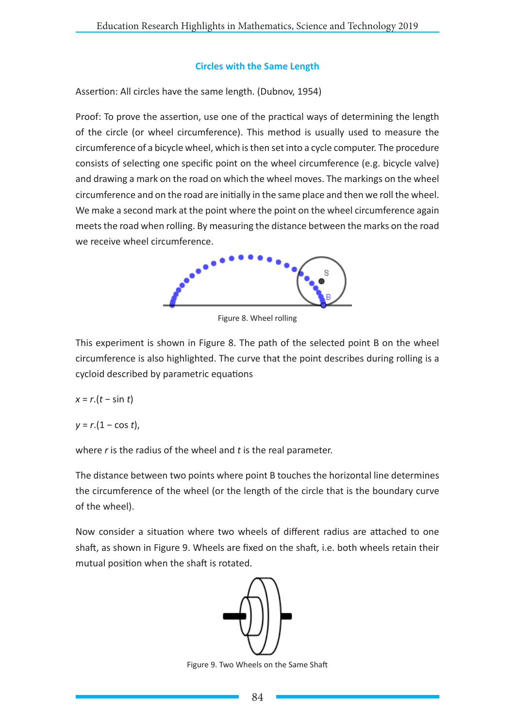### Circles with the Same Length

Assertion: All circles have the same length. (Dubnov, 1954)

Proof: To prove the assertion, use one of the practical ways of determining the length of the circle (or wheel circumference). This method is usually used to measure the circumference of a bicycle wheel, which is then set into a cycle computer. The procedure consists of selecting one specific point on the wheel circumference (e.g. bicycle valve) and drawing a mark on the road on which the wheel moves. The markings on the wheel circumference and on the road are initially in the same place and then we roll the wheel. We make a second mark at the point where the point on the wheel circumference again meets the road when rolling. By measuring the distance between the marks on the road we receive wheel circumference.

Figure 8. Wheel rolling

This experiment is shown in Figure 8. The path of the selected point B on the wheel circumference is also highlighted. The curve that the point describes during rolling is a cycloid described by parametric equations

$x = r.(t - \sin t)$

$y = r.(1 - \cos t)$,

where $r$ is the radius of the wheel and $t$ is the real parameter.

The distance between two points where point B touches the horizontal line determines the circumference of the wheel (or the length of the circle that is the boundary curve of the wheel).

Now consider a situation where two wheels of different radius are attached to one shaft, as shown in Figure 9. Wheels are fixed on the shaft, i.e. both wheels retain their mutual position when the shaft is rotated.

Figure 9. Two Wheels on the Same Shaft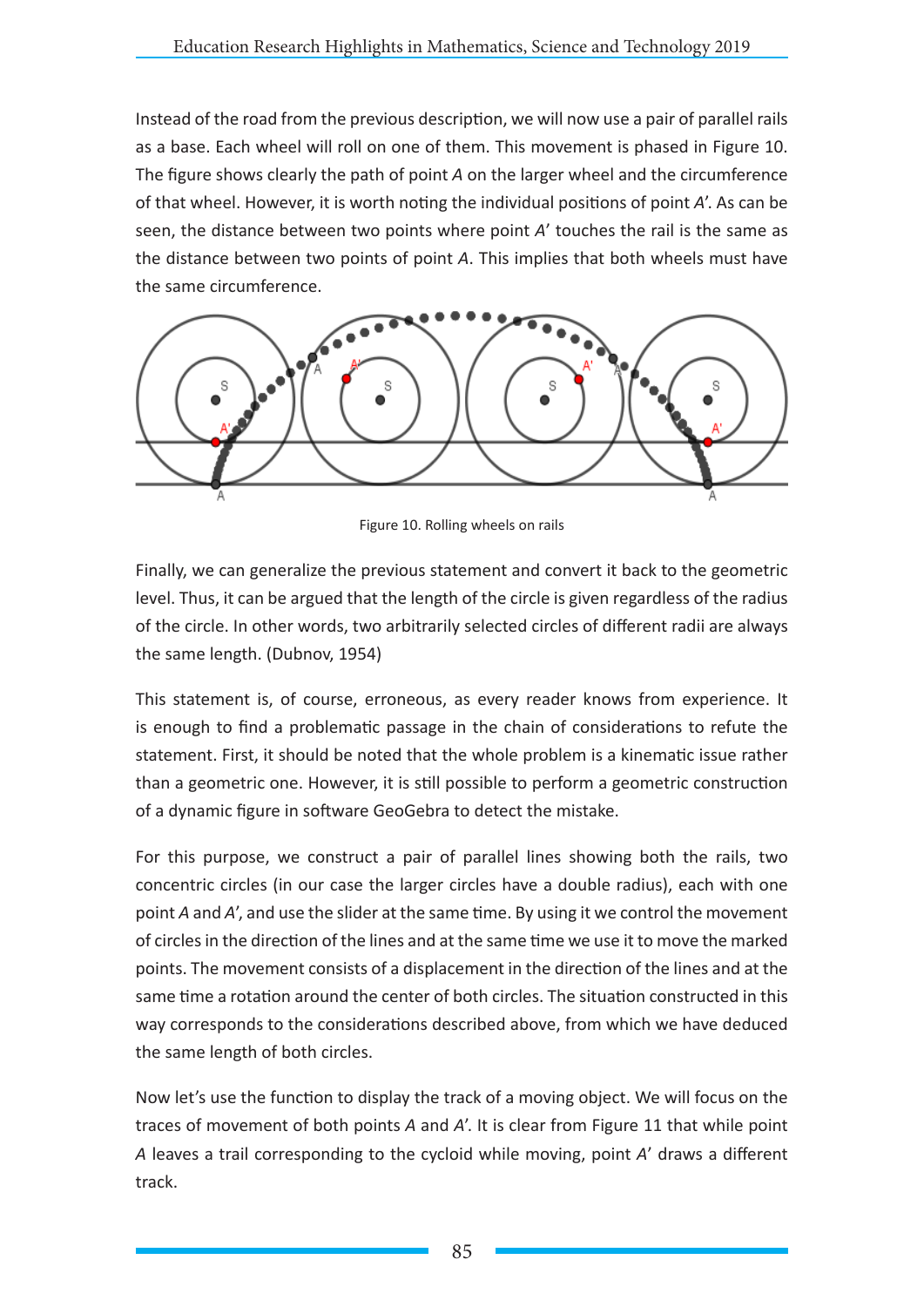Instead of the road from the previous description, we will now use a pair of parallel rails as a base. Each wheel will roll on one of them. This movement is phased in Figure 10. The figure shows clearly the path of point *A* on the larger wheel and the circumference of that wheel. However, it is worth noting the individual positions of point *A'*. As can be seen, the distance between two points where point *A'* touches the rail is the same as the distance between two points of point *A*. This implies that both wheels must have the same circumference.

Figure 10. Rolling wheels on rails

Finally, we can generalize the previous statement and convert it back to the geometric level. Thus, it can be argued that the length of the circle is given regardless of the radius of the circle. In other words, two arbitrarily selected circles of different radii are always the same length. (Dubnov, 1954)

This statement is, of course, erroneous, as every reader knows from experience. It is enough to find a problematic passage in the chain of considerations to refute the statement. First, it should be noted that the whole problem is a kinematic issue rather than a geometric one. However, it is still possible to perform a geometric construction of a dynamic figure in software GeoGebra to detect the mistake.

For this purpose, we construct a pair of parallel lines showing both the rails, two concentric circles (in our case the larger circles have a double radius), each with one point *A* and *A'*, and use the slider at the same time. By using it we control the movement of circles in the direction of the lines and at the same time we use it to move the marked points. The movement consists of a displacement in the direction of the lines and at the same time a rotation around the center of both circles. The situation constructed in this way corresponds to the considerations described above, from which we have deduced the same length of both circles.

Now let's use the function to display the track of a moving object. We will focus on the traces of movement of both points *A* and *A'*. It is clear from Figure 11 that while point *A* leaves a trail corresponding to the cycloid while moving, point *A'* draws a different track.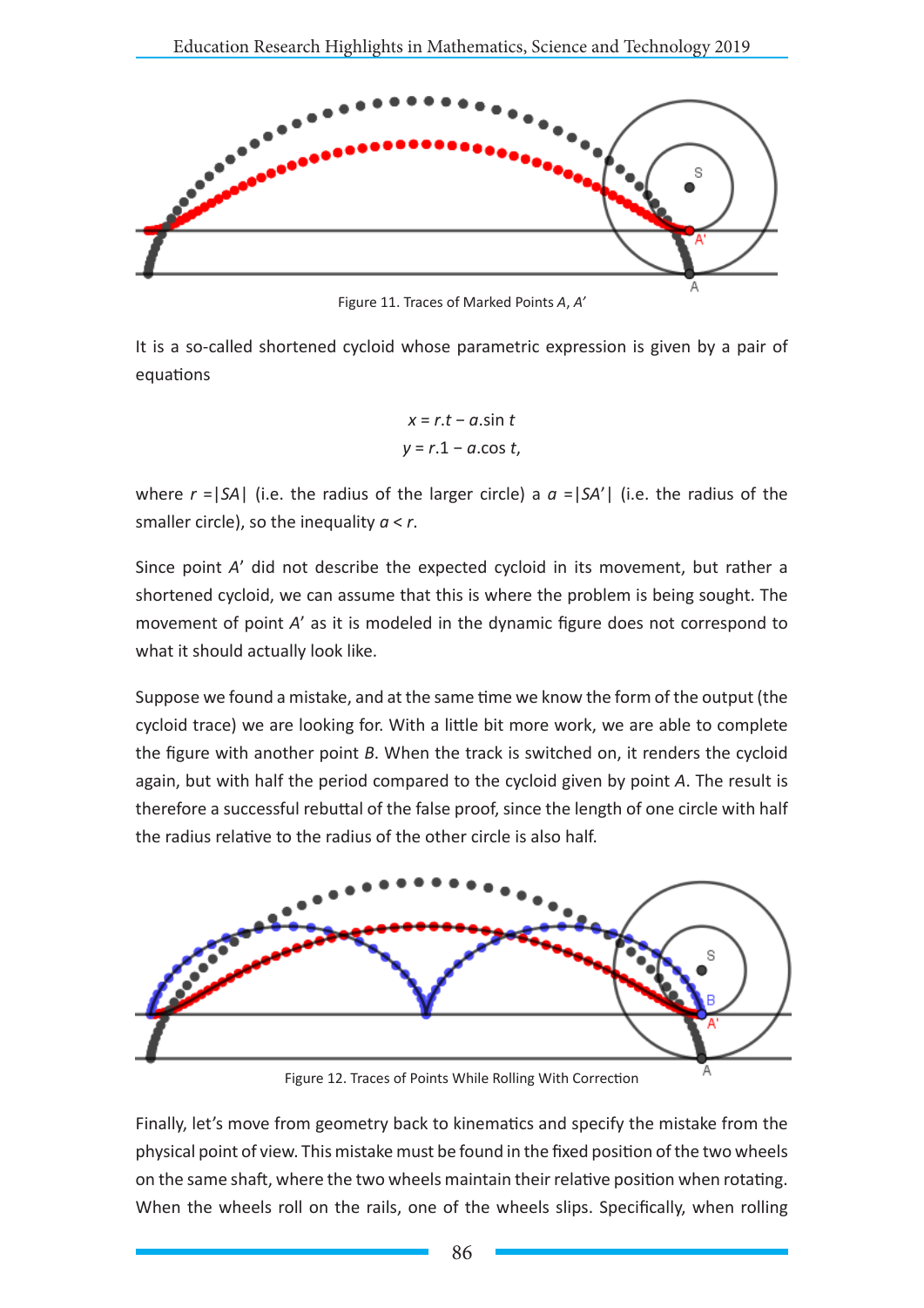Figure 11. Traces of Marked Points *A*, *A'*

It is a so-called shortened cycloid whose parametric expression is given by a pair of equations

$$x = r.t - a.\sin t$$
$$y = r.1 - a.\cos t,$$

where $r = |SA|$ (i.e. the radius of the larger circle) a $a = |SA'|$ (i.e. the radius of the smaller circle), so the inequality $a < r$.

Since point *A'* did not describe the expected cycloid in its movement, but rather a shortened cycloid, we can assume that this is where the problem is being sought. The movement of point *A'* as it is modeled in the dynamic figure does not correspond to what it should actually look like.

Suppose we found a mistake, and at the same time we know the form of the output (the cycloid trace) we are looking for. With a little bit more work, we are able to complete the figure with another point *B*. When the track is switched on, it renders the cycloid again, but with half the period compared to the cycloid given by point *A*. The result is therefore a successful rebuttal of the false proof, since the length of one circle with half the radius relative to the radius of the other circle is also half.

Figure 12. Traces of Points While Rolling With Correction

Finally, let's move from geometry back to kinematics and specify the mistake from the physical point of view. This mistake must be found in the fixed position of the two wheels on the same shaft, where the two wheels maintain their relative position when rotating. When the wheels roll on the rails, one of the wheels slips. Specifically, when rolling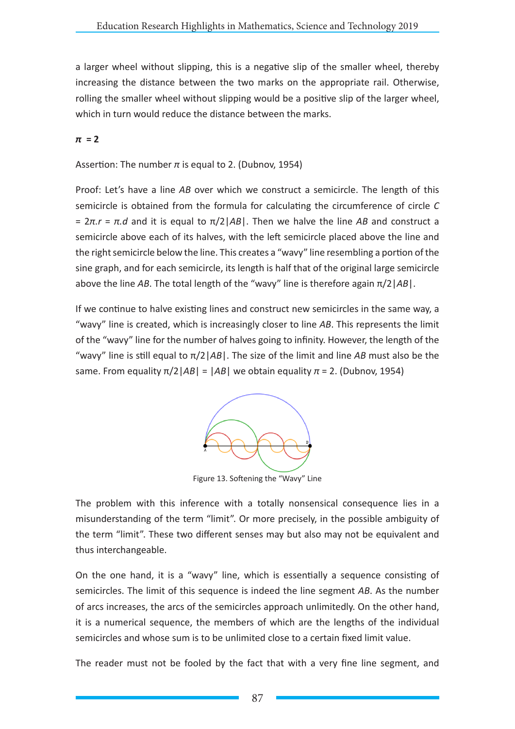a larger wheel without slipping, this is a negative slip of the smaller wheel, thereby increasing the distance between the two marks on the appropriate rail. Otherwise, rolling the smaller wheel without slipping would be a positive slip of the larger wheel, which in turn would reduce the distance between the marks.

**$\pi$ = 2**

Assertion: The number $\pi$ is equal to 2. (Dubnov, 1954)

Proof: Let's have a line *AB* over which we construct a semicircle. The length of this semicircle is obtained from the formula for calculating the circumference of circle $C = 2\pi.r = \pi.d$ and it is equal to $\pi/2|AB|$. Then we halve the line *AB* and construct a semicircle above each of its halves, with the left semicircle placed above the line and the right semicircle below the line. This creates a "wavy" line resembling a portion of the sine graph, and for each semicircle, its length is half that of the original large semicircle above the line *AB*. The total length of the "wavy" line is therefore again $\pi/2|AB|$.

If we continue to halve existing lines and construct new semicircles in the same way, a "wavy" line is created, which is increasingly closer to line *AB*. This represents the limit of the "wavy" line for the number of halves going to infinity. However, the length of the "wavy" line is still equal to $\pi/2|AB|$. The size of the limit and line *AB* must also be the same. From equality $\pi/2|AB| = |AB|$ we obtain equality $\pi = 2$. (Dubnov, 1954)

Figure 13. Softening the "Wavy" Line

The problem with this inference with a totally nonsensical consequence lies in a misunderstanding of the term "limit". Or more precisely, in the possible ambiguity of the term "limit". These two different senses may but also may not be equivalent and thus interchangeable.

On the one hand, it is a "wavy" line, which is essentially a sequence consisting of semicircles. The limit of this sequence is indeed the line segment *AB*. As the number of arcs increases, the arcs of the semicircles approach unlimitedly. On the other hand, it is a numerical sequence, the members of which are the lengths of the individual semicircles and whose sum is to be unlimited close to a certain fixed limit value.

The reader must not be fooled by the fact that with a very fine line segment, and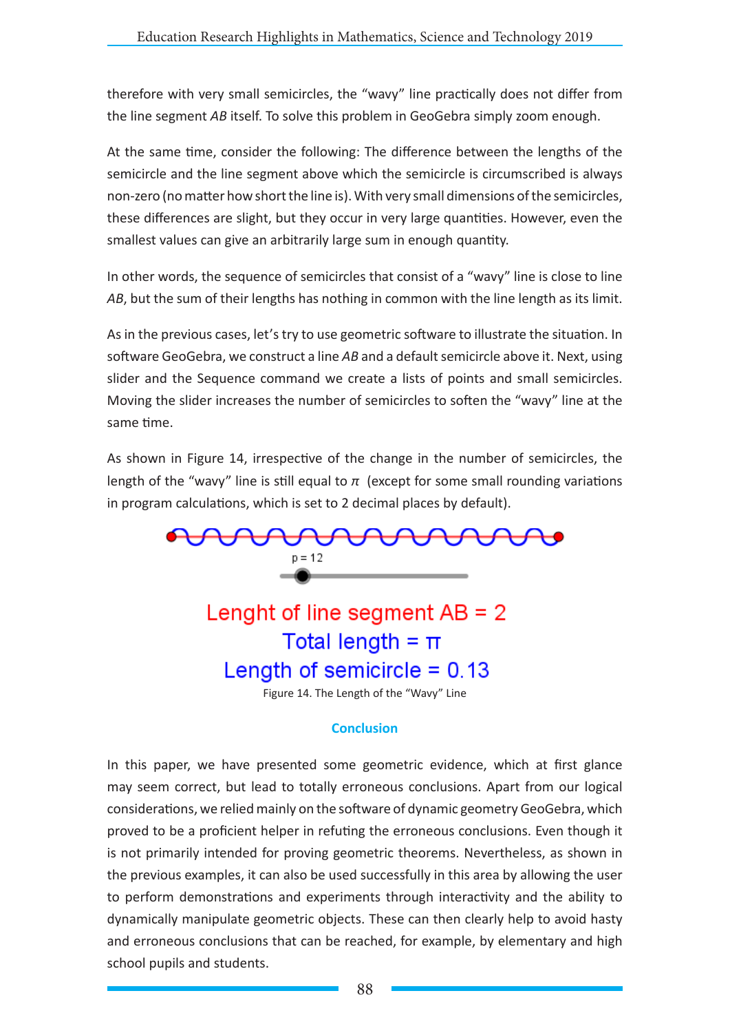therefore with very small semicircles, the "wavy" line practically does not differ from the line segment *AB* itself. To solve this problem in GeoGebra simply zoom enough.

At the same time, consider the following: The difference between the lengths of the semicircle and the line segment above which the semicircle is circumscribed is always non-zero (no matter how short the line is). With very small dimensions of the semicircles, these differences are slight, but they occur in very large quantities. However, even the smallest values can give an arbitrarily large sum in enough quantity.

In other words, the sequence of semicircles that consist of a "wavy" line is close to line *AB*, but the sum of their lengths has nothing in common with the line length as its limit.

As in the previous cases, let's try to use geometric software to illustrate the situation. In software GeoGebra, we construct a line *AB* and a default semicircle above it. Next, using slider and the Sequence command we create a lists of points and small semicircles. Moving the slider increases the number of semicircles to soften the "wavy" line at the same time.

As shown in Figure 14, irrespective of the change in the number of semicircles, the length of the "wavy" line is still equal to $\pi$ (except for some small rounding variations in program calculations, which is set to 2 decimal places by default).

p = 12

Lenght of line segment AB = 2

Total length = π

Length of semicircle = 0.13

Figure 14. The Length of the "Wavy" Line

## Conclusion

In this paper, we have presented some geometric evidence, which at first glance may seem correct, but lead to totally erroneous conclusions. Apart from our logical considerations, we relied mainly on the software of dynamic geometry GeoGebra, which proved to be a proficient helper in refuting the erroneous conclusions. Even though it is not primarily intended for proving geometric theorems. Nevertheless, as shown in the previous examples, it can also be used successfully in this area by allowing the user to perform demonstrations and experiments through interactivity and the ability to dynamically manipulate geometric objects. These can then clearly help to avoid hasty and erroneous conclusions that can be reached, for example, by elementary and high school pupils and students.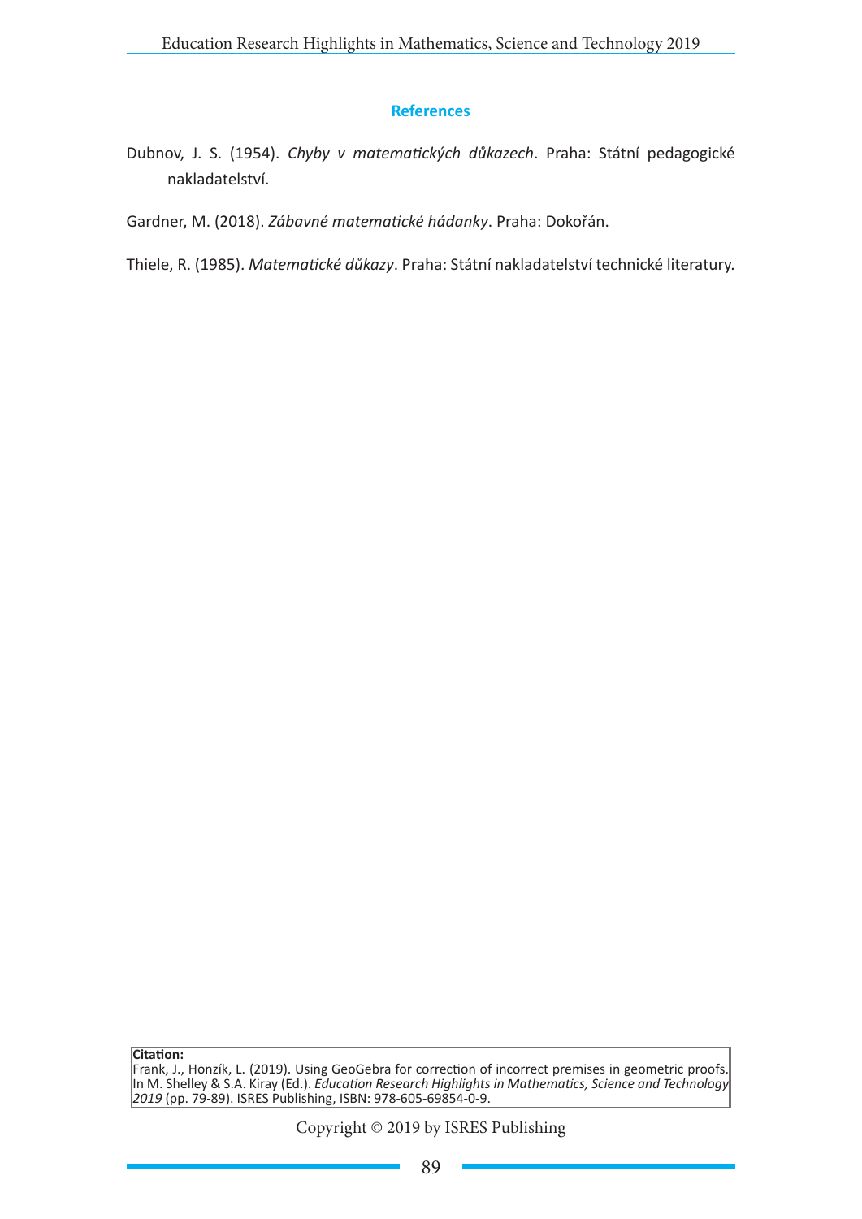## References

Dubnov, J. S. (1954). *Chyby v matematických důkazech*. Praha: Státní pedagogické nakladatelství.

Gardner, M. (2018). *Zábavné matematické hádanky*. Praha: Dokořán.

Thiele, R. (1985). *Matematické důkazy*. Praha: Státní nakladatelství technické literatury.

**Citation:**
Frank, J., Honzík, L. (2019). Using GeoGebra for correction of incorrect premises in geometric proofs. In M. Shelley & S.A. Kiray (Ed.). *Education Research Highlights in Mathematics, Science and Technology 2019* (pp. 79-89). ISRES Publishing, ISBN: 978-605-69854-0-9.

Copyright © 2019 by ISRES Publishing